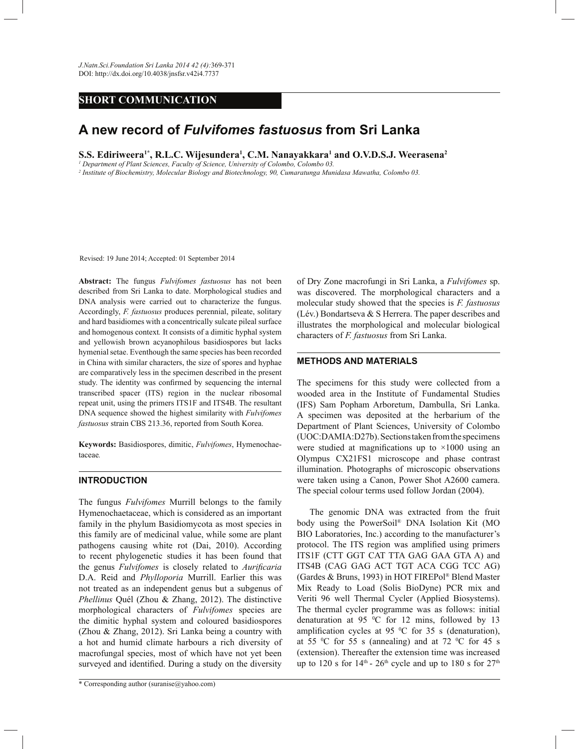SHORT COMMUNICATION

# A new record of *Fulvifomes fastuosus* from Sri Lanka

**S.S. Ediriweera[1*], R.L.C. Wijesundera[1], C.M. Nanayakkara[1] and O.V.D.S.J. Weerasena[2]**

[1] *Department of Plant Sciences, Faculty of Science, University of Colombo, Colombo 03.*

[2] *Institute of Biochemistry, Molecular Biology and Biotechnology, 90, Cumaratunga Munidasa Mawatha, Colombo 03.*

Revised: 19 June 2014; Accepted: 01 September 2014

**Abstract:** The fungus *Fulvifomes fastuosus* has not been described from Sri Lanka to date. Morphological studies and DNA analysis were carried out to characterize the fungus. Accordingly, *F. fastuosus* produces perennial, pileate, solitary and hard basidiomes with a concentrically sulcate pileal surface and homogenous context. It consists of a dimitic hyphal system and yellowish brown acyanophilous basidiospores but lacks hymenial setae. Eventhough the same species has been recorded in China with similar characters, the size of spores and hyphae are comparatively less in the specimen described in the present study. The identity was confirmed by sequencing the internal transcribed spacer (ITS) region in the nuclear ribosomal repeat unit, using the primers ITS1F and ITS4B. The resultant DNA sequence showed the highest similarity with *Fulvifomes fastuosus* strain CBS 213.36, reported from South Korea.

**Keywords:** Basidiospores, dimitic, *Fulvifomes*, Hymenochaetaceae.

## INTRODUCTION

The fungus *Fulvifomes* Murrill belongs to the family Hymenochaetaceae, which is considered as an important family in the phylum Basidiomycota as most species in this family are of medicinal value, while some are plant pathogens causing white rot (Dai, 2010). According to recent phylogenetic studies it has been found that the genus *Fulvifomes* is closely related to *Aurificaria* D.A. Reid and *Phylloporia* Murrill. Earlier this was not treated as an independent genus but a subgenus of *Phellinus* Quél (Zhou & Zhang, 2012). The distinctive morphological characters of *Fulvifomes* species are the dimitic hyphal system and coloured basidiospores (Zhou & Zhang, 2012). Sri Lanka being a country with a hot and humid climate harbours a rich diversity of macrofungal species, most of which have not yet been surveyed and identified. During a study on the diversity of Dry Zone macrofungi in Sri Lanka, a *Fulvifomes* sp. was discovered. The morphological characters and a molecular study showed that the species is *F. fastuosus* (Lév.) Bondartseva & S Herrera. The paper describes and illustrates the morphological and molecular biological characters of *F. fastuosus* from Sri Lanka.

## METHODS AND MATERIALS

The specimens for this study were collected from a wooded area in the Institute of Fundamental Studies (IFS) Sam Popham Arboretum, Dambulla, Sri Lanka. A specimen was deposited at the herbarium of the Department of Plant Sciences, University of Colombo (UOC:DAMIA:D27b). Sections taken from the specimens were studied at magnifications up to ×1000 using an Olympus CX21FS1 microscope and phase contrast illumination. Photographs of microscopic observations were taken using a Canon, Power Shot A2600 camera. The special colour terms used follow Jordan (2004).

The genomic DNA was extracted from the fruit body using the PowerSoil® DNA Isolation Kit (MO BIO Laboratories, Inc.) according to the manufacturer's protocol. The ITS region was amplified using primers ITS1F (CTT GGT CAT TTA GAG GAA GTA A) and ITS4B (CAG GAG ACT TGT ACA CGG TCC AG) (Gardes & Bruns, 1993) in HOT FIREPol® Blend Master Mix Ready to Load (Solis BioDyne) PCR mix and Veriti 96 well Thermal Cycler (Applied Biosystems). The thermal cycler programme was as follows: initial denaturation at 95 $^0$C for 12 mins, followed by 13 amplification cycles at 95 $^0$C for 35 s (denaturation), at 55 $^0$C for 55 s (annealing) and at 72 $^0$C for 45 s (extension). Thereafter the extension time was increased up to 120 s for 14$^{th}$ - 26$^{th}$ cycle and up to 180 s for 27$^{th}$

\* Corresponding author (suranise@yahoo.com)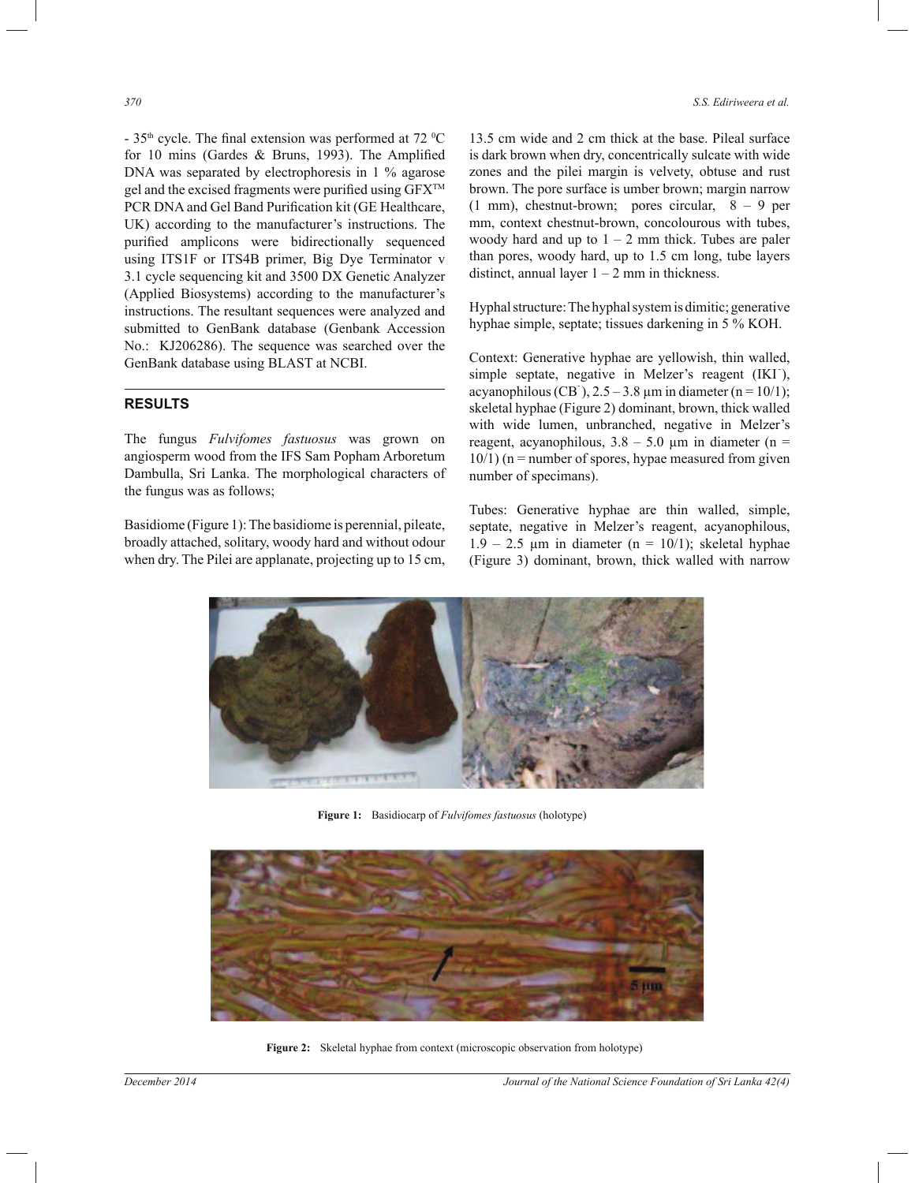- 35th cycle. The final extension was performed at 72 $^0$C for 10 mins (Gardes & Bruns, 1993). The Amplified DNA was separated by electrophoresis in 1 % agarose gel and the excised fragments were purified using GFX™ PCR DNA and Gel Band Purification kit (GE Healthcare, UK) according to the manufacturer's instructions. The purified amplicons were bidirectionally sequenced using ITS1F or ITS4B primer, Big Dye Terminator v 3.1 cycle sequencing kit and 3500 DX Genetic Analyzer (Applied Biosystems) according to the manufacturer's instructions. The resultant sequences were analyzed and submitted to GenBank database (Genbank Accession No.: KJ206286). The sequence was searched over the GenBank database using BLAST at NCBI.

## RESULTS

The fungus *Fulvifomes fastuosus* was grown on angiosperm wood from the IFS Sam Popham Arboretum Dambulla, Sri Lanka. The morphological characters of the fungus was as follows;

Basidiome (Figure 1): The basidiome is perennial, pileate, broadly attached, solitary, woody hard and without odour when dry. The Pilei are applanate, projecting up to 15 cm, 13.5 cm wide and 2 cm thick at the base. Pileal surface is dark brown when dry, concentrically sulcate with wide zones and the pilei margin is velvety, obtuse and rust brown. The pore surface is umber brown; margin narrow (1 mm), chestnut-brown; pores circular, 8 – 9 per mm, context chestnut-brown, concolourous with tubes, woody hard and up to 1 – 2 mm thick. Tubes are paler than pores, woody hard, up to 1.5 cm long, tube layers distinct, annual layer 1 – 2 mm in thickness.

Hyphal structure: The hyphal system is dimitic; generative hyphae simple, septate; tissues darkening in 5 % KOH.

Context: Generative hyphae are yellowish, thin walled, simple septate, negative in Melzer's reagent (IKI$^-$), acyanophilous (CB$^-$), 2.5 – 3.8 µm in diameter (n = 10/1); skeletal hyphae (Figure 2) dominant, brown, thick walled with wide lumen, unbranched, negative in Melzer's reagent, acyanophilous, 3.8 – 5.0 µm in diameter (n = 10/1) (n = number of spores, hypae measured from given number of specimans).

Tubes: Generative hyphae are thin walled, simple, septate, negative in Melzer's reagent, acyanophilous, 1.9 – 2.5 µm in diameter (n = 10/1); skeletal hyphae (Figure 3) dominant, brown, thick walled with narrow

**Figure 1:** Basidiocarp of *Fulvifomes fastuosus* (holotype)

**Figure 2:** Skeletal hyphae from context (microscopic observation from holotype)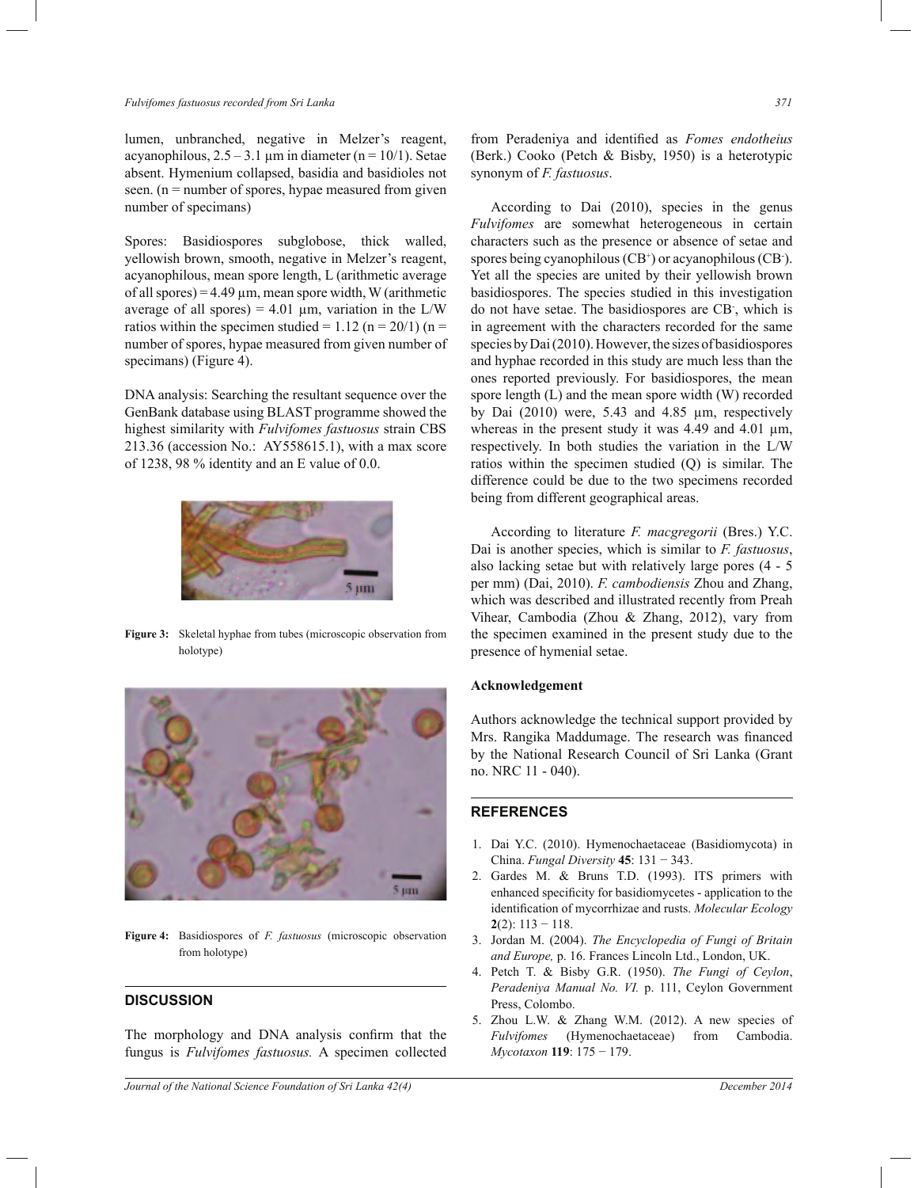lumen, unbranched, negative in Melzer's reagent, acyanophilous, 2.5 – 3.1 µm in diameter (n = 10/1). Setae absent. Hymenium collapsed, basidia and basidioles not seen. (n = number of spores, hypae measured from given number of specimans)

Spores: Basidiospores subglobose, thick walled, yellowish brown, smooth, negative in Melzer's reagent, acyanophilous, mean spore length, L (arithmetic average of all spores) = 4.49 µm, mean spore width, W (arithmetic average of all spores) = 4.01 µm, variation in the L/W ratios within the specimen studied = 1.12 (n = 20/1) (n = number of spores, hypae measured from given number of specimans) (Figure 4).

DNA analysis: Searching the resultant sequence over the GenBank database using BLAST programme showed the highest similarity with *Fulvifomes fastuosus* strain CBS 213.36 (accession No.: AY558615.1), with a max score of 1238, 98 % identity and an E value of 0.0.

5 µm

**Figure 3:** Skeletal hyphae from tubes (microscopic observation from holotype)

5 µm

**Figure 4:** Basidiospores of *F. fastuosus* (microscopic observation from holotype)

## DISCUSSION

The morphology and DNA analysis confirm that the fungus is *Fulvifomes fastuosus.* A specimen collected from Peradeniya and identified as *Fomes endotheius* (Berk.) Cooko (Petch & Bisby, 1950) is a heterotypic synonym of *F. fastuosus*.

According to Dai (2010), species in the genus *Fulvifomes* are somewhat heterogeneous in certain characters such as the presence or absence of setae and spores being cyanophilous ($CB^+$) or acyanophilous ($CB^-$). Yet all the species are united by their yellowish brown basidiospores. The species studied in this investigation do not have setae. The basidiospores are $CB^-$, which is in agreement with the characters recorded for the same species by Dai (2010). However, the sizes of basidiospores and hyphae recorded in this study are much less than the ones reported previously. For basidiospores, the mean spore length (L) and the mean spore width (W) recorded by Dai (2010) were, 5.43 and 4.85 µm, respectively whereas in the present study it was 4.49 and 4.01 µm, respectively. In both studies the variation in the L/W ratios within the specimen studied (Q) is similar. The difference could be due to the two specimens recorded being from different geographical areas.

According to literature *F. macgregorii* (Bres.) Y.C. Dai is another species, which is similar to *F. fastuosus*, also lacking setae but with relatively large pores (4 - 5 per mm) (Dai, 2010). *F. cambodiensis* Zhou and Zhang, which was described and illustrated recently from Preah Vihear, Cambodia (Zhou & Zhang, 2012), vary from the specimen examined in the present study due to the presence of hymenial setae.

### Acknowledgement

Authors acknowledge the technical support provided by Mrs. Rangika Maddumage. The research was financed by the National Research Council of Sri Lanka (Grant no. NRC 11 - 040).

## REFERENCES

1. Dai Y.C. (2010). Hymenochaetaceae (Basidiomycota) in China. *Fungal Diversity* **45**: 131 − 343.
2. Gardes M. & Bruns T.D. (1993). ITS primers with enhanced specificity for basidiomycetes - application to the identification of mycorrhizae and rusts. *Molecular Ecology* **2**(2): 113 − 118.
3. Jordan M. (2004). *The Encyclopedia of Fungi of Britain and Europe,* p. 16. Frances Lincoln Ltd., London, UK.
4. Petch T. & Bisby G.R. (1950). *The Fungi of Ceylon*, *Peradeniya Manual No. VI.* p. 111, Ceylon Government Press, Colombo.
5. Zhou L.W. & Zhang W.M. (2012). A new species of *Fulvifomes* (Hymenochaetaceae) from Cambodia. *Mycotaxon* **119**: 175 − 179.